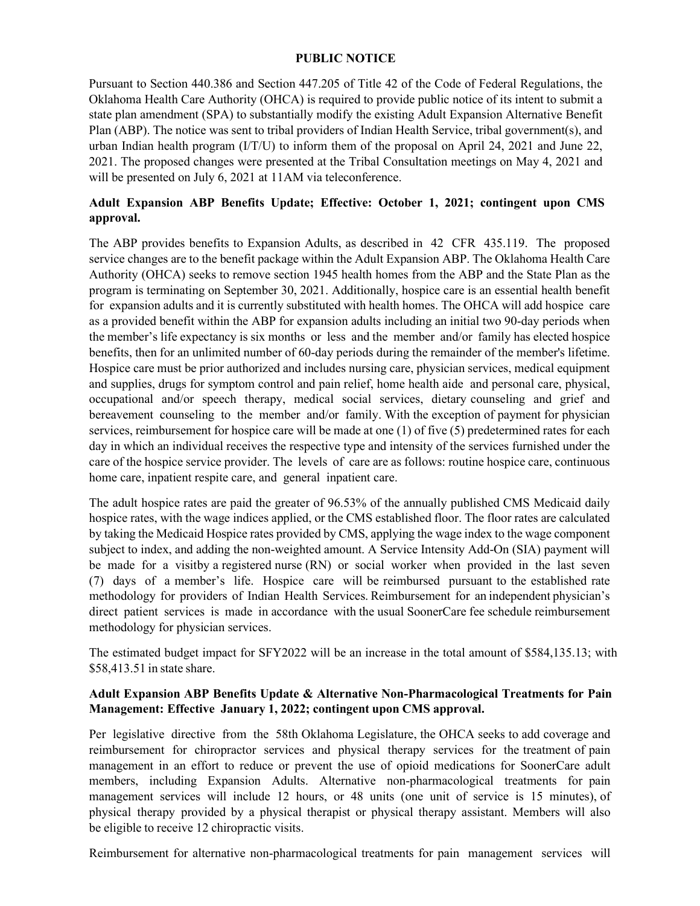**PUBLIC NOTICE**

Pursuant to Section 440.386 and Section 447.205 of Title 42 of the Code of Federal Regulations, the Oklahoma Health Care Authority (OHCA) is required to provide public notice of its intent to submit a state plan amendment (SPA) to substantially modify the existing Adult Expansion Alternative Benefit Plan (ABP). The notice was sent to tribal providers of Indian Health Service, tribal government(s), and urban Indian health program (I/T/U) to inform them of the proposal on April 24, 2021 and June 22, 2021. The proposed changes were presented at the Tribal Consultation meetings on May 4, 2021 and will be presented on July 6, 2021 at 11AM via teleconference.

**Adult Expansion ABP Benefits Update; Effective: October 1, 2021; contingent upon CMS approval.**

The ABP provides benefits to Expansion Adults, as described in 42 CFR 435.119. The proposed service changes are to the benefit package within the Adult Expansion ABP. The Oklahoma Health Care Authority (OHCA) seeks to remove section 1945 health homes from the ABP and the State Plan as the program is terminating on September 30, 2021. Additionally, hospice care is an essential health benefit for expansion adults and it is currently substituted with health homes. The OHCA will add hospice care as a provided benefit within the ABP for expansion adults including an initial two 90-day periods when the member's life expectancy is six months or less and the member and/or family has elected hospice benefits, then for an unlimited number of 60-day periods during the remainder of the member's lifetime. Hospice care must be prior authorized and includes nursing care, physician services, medical equipment and supplies, drugs for symptom control and pain relief, home health aide and personal care, physical, occupational and/or speech therapy, medical social services, dietary counseling and grief and bereavement counseling to the member and/or family. With the exception of payment for physician services, reimbursement for hospice care will be made at one (1) of five (5) predetermined rates for each day in which an individual receives the respective type and intensity of the services furnished under the care of the hospice service provider. The levels of care are as follows: routine hospice care, continuous home care, inpatient respite care, and general inpatient care.

The adult hospice rates are paid the greater of 96.53% of the annually published CMS Medicaid daily hospice rates, with the wage indices applied, or the CMS established floor. The floor rates are calculated by taking the Medicaid Hospice rates provided by CMS, applying the wage index to the wage component subject to index, and adding the non-weighted amount. A Service Intensity Add-On (SIA) payment will be made for a visitby a registered nurse (RN) or social worker when provided in the last seven (7) days of a member's life. Hospice care will be reimbursed pursuant to the established rate methodology for providers of Indian Health Services. Reimbursement for an independent physician's direct patient services is made in accordance with the usual SoonerCare fee schedule reimbursement methodology for physician services.

The estimated budget impact for SFY2022 will be an increase in the total amount of $584,135.13; with $58,413.51 in state share.

**Adult Expansion ABP Benefits Update & Alternative Non-Pharmacological Treatments for Pain Management: Effective January 1, 2022; contingent upon CMS approval.**

Per legislative directive from the 58th Oklahoma Legislature, the OHCA seeks to add coverage and reimbursement for chiropractor services and physical therapy services for the treatment of pain management in an effort to reduce or prevent the use of opioid medications for SoonerCare adult members, including Expansion Adults. Alternative non-pharmacological treatments for pain management services will include 12 hours, or 48 units (one unit of service is 15 minutes), of physical therapy provided by a physical therapist or physical therapy assistant. Members will also be eligible to receive 12 chiropractic visits.

Reimbursement for alternative non-pharmacological treatments for pain management services will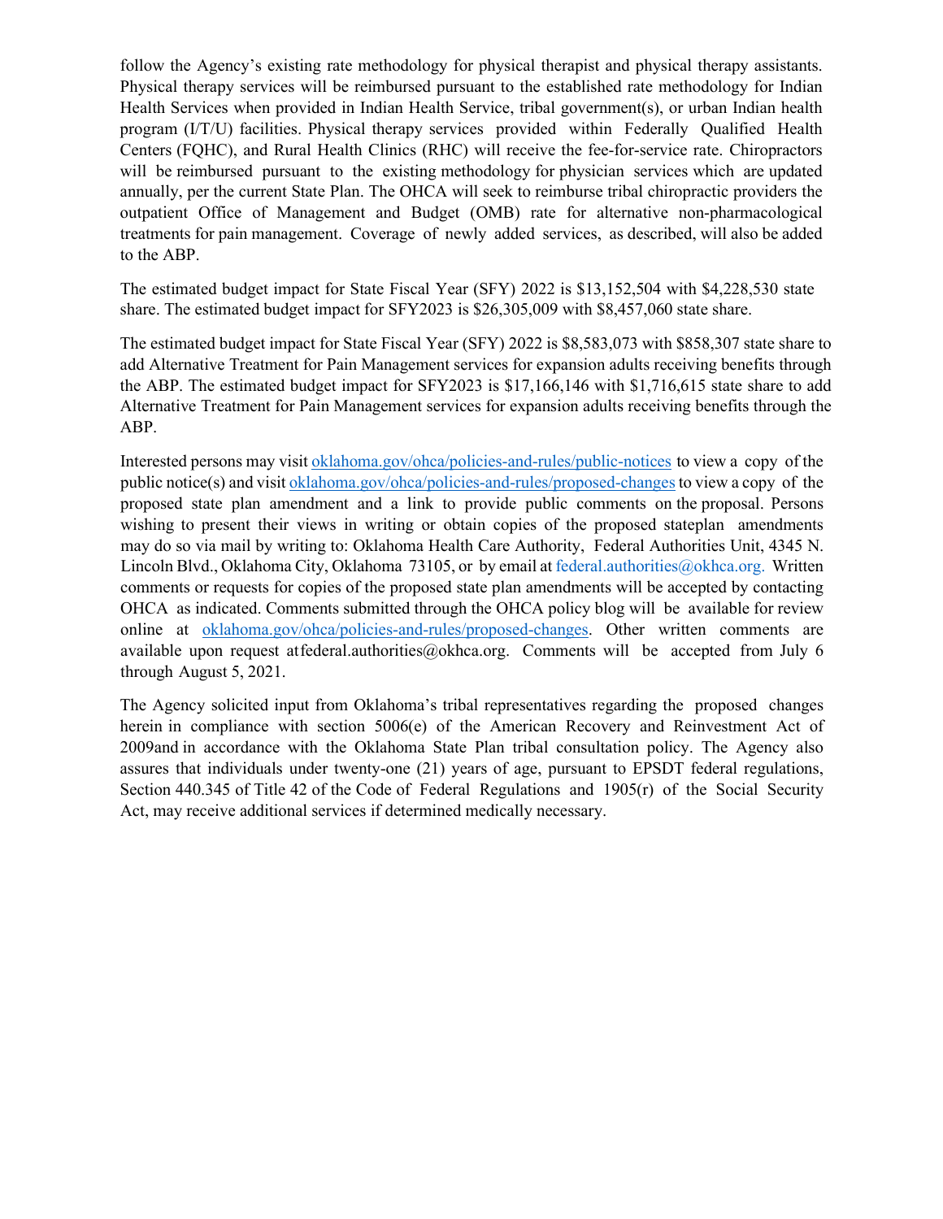follow the Agency's existing rate methodology for physical therapist and physical therapy assistants. Physical therapy services will be reimbursed pursuant to the established rate methodology for Indian Health Services when provided in Indian Health Service, tribal government(s), or urban Indian health program (I/T/U) facilities. Physical therapy services provided within Federally Qualified Health Centers (FQHC), and Rural Health Clinics (RHC) will receive the fee-for-service rate. Chiropractors will be reimbursed pursuant to the existing methodology for physician services which are updated annually, per the current State Plan. The OHCA will seek to reimburse tribal chiropractic providers the outpatient Office of Management and Budget (OMB) rate for alternative non-pharmacological treatments for pain management. Coverage of newly added services, as described, will also be added to the ABP.

The estimated budget impact for State Fiscal Year (SFY) 2022 is $13,152,504 with $4,228,530 state share. The estimated budget impact for SFY2023 is $26,305,009 with $8,457,060 state share.

The estimated budget impact for State Fiscal Year (SFY) 2022 is $8,583,073 with $858,307 state share to add Alternative Treatment for Pain Management services for expansion adults receiving benefits through the ABP. The estimated budget impact for SFY2023 is $17,166,146 with $1,716,615 state share to add Alternative Treatment for Pain Management services for expansion adults receiving benefits through the ABP.

Interested persons may visit oklahoma.gov/ohca/policies-and-rules/public-notices to view a copy of the public notice(s) and visit oklahoma.gov/ohca/policies-and-rules/proposed-changes to view a copy of the proposed state plan amendment and a link to provide public comments on the proposal. Persons wishing to present their views in writing or obtain copies of the proposed stateplan amendments may do so via mail by writing to: Oklahoma Health Care Authority, Federal Authorities Unit, 4345 N. Lincoln Blvd., Oklahoma City, Oklahoma 73105, or by email at federal.authorities@okhca.org. Written comments or requests for copies of the proposed state plan amendments will be accepted by contacting OHCA as indicated. Comments submitted through the OHCA policy blog will be available for review online at oklahoma.gov/ohca/policies-and-rules/proposed-changes. Other written comments are available upon request atfederal.authorities@okhca.org. Comments will be accepted from July 6 through August 5, 2021.

The Agency solicited input from Oklahoma's tribal representatives regarding the proposed changes herein in compliance with section 5006(e) of the American Recovery and Reinvestment Act of 2009and in accordance with the Oklahoma State Plan tribal consultation policy. The Agency also assures that individuals under twenty-one (21) years of age, pursuant to EPSDT federal regulations, Section 440.345 of Title 42 of the Code of Federal Regulations and 1905(r) of the Social Security Act, may receive additional services if determined medically necessary.